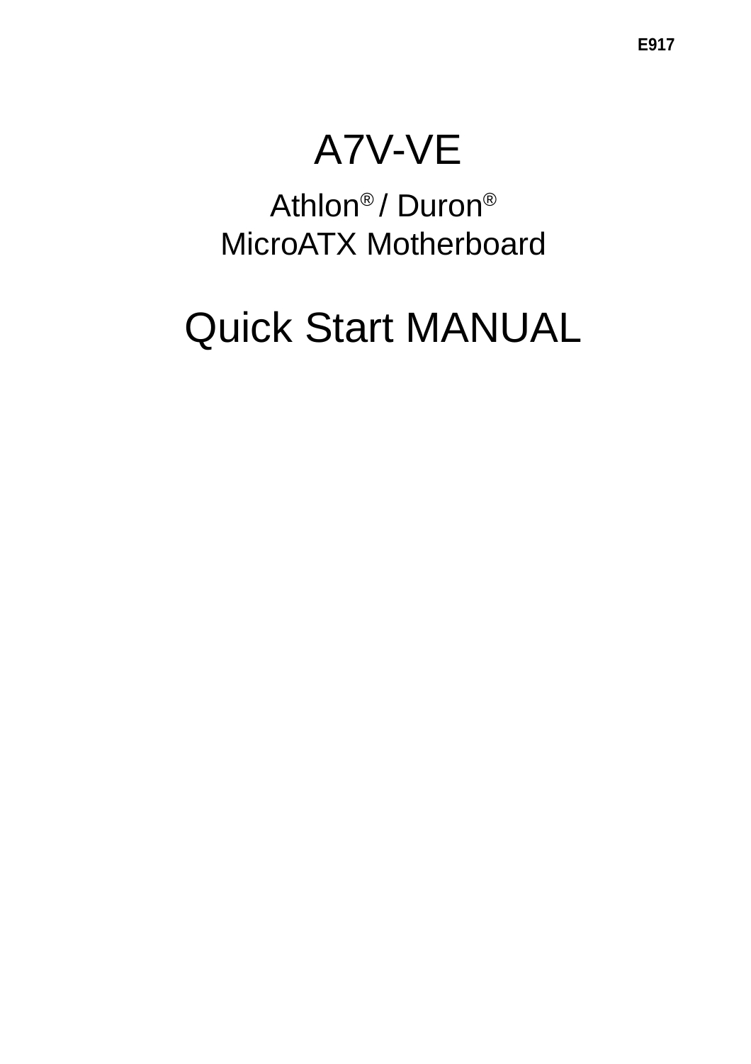E917

# A7V-VE

## Athlon® / Duron®
## MicroATX Motherboard

# Quick Start MANUAL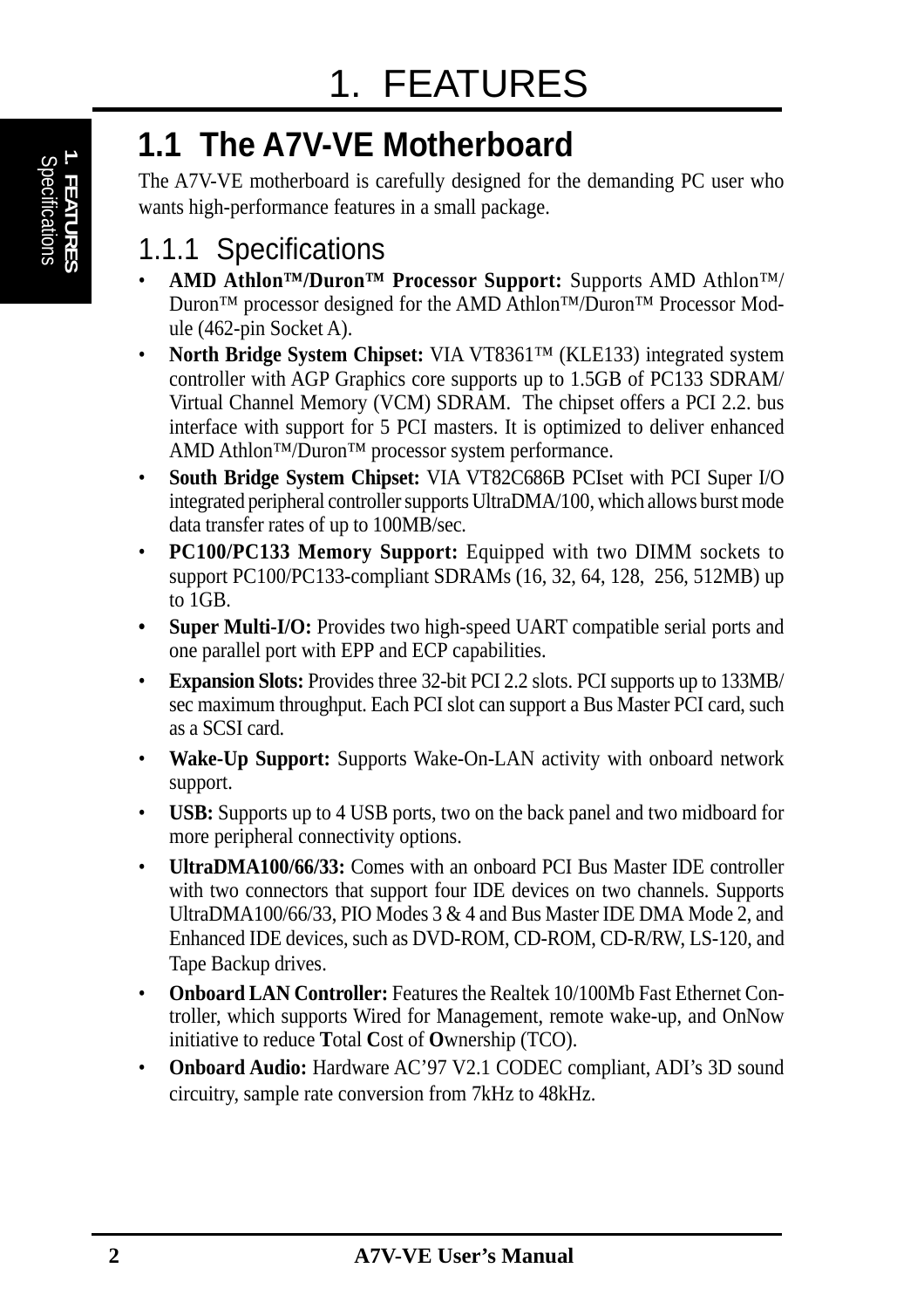# 1. FEATURES

## 1.1 The A7V-VE Motherboard

The A7V-VE motherboard is carefully designed for the demanding PC user who wants high-performance features in a small package.

### 1.1.1 Specifications

- **AMD Athlon™/Duron™ Processor Support:** Supports AMD Athlon™/ Duron™ processor designed for the AMD Athlon™/Duron™ Processor Module (462-pin Socket A).
- **North Bridge System Chipset:** VIA VT8361™ (KLE133) integrated system controller with AGP Graphics core supports up to 1.5GB of PC133 SDRAM/ Virtual Channel Memory (VCM) SDRAM. The chipset offers a PCI 2.2. bus interface with support for 5 PCI masters. It is optimized to deliver enhanced AMD Athlon™/Duron™ processor system performance.
- **South Bridge System Chipset:** VIA VT82C686B PCIset with PCI Super I/O integrated peripheral controller supports UltraDMA/100, which allows burst mode data transfer rates of up to 100MB/sec.
- **PC100/PC133 Memory Support:** Equipped with two DIMM sockets to support PC100/PC133-compliant SDRAMs (16, 32, 64, 128, 256, 512MB) up to 1GB.
- **Super Multi-I/O:** Provides two high-speed UART compatible serial ports and one parallel port with EPP and ECP capabilities.
- **Expansion Slots:** Provides three 32-bit PCI 2.2 slots. PCI supports up to 133MB/ sec maximum throughput. Each PCI slot can support a Bus Master PCI card, such as a SCSI card.
- **Wake-Up Support:** Supports Wake-On-LAN activity with onboard network support.
- **USB:** Supports up to 4 USB ports, two on the back panel and two midboard for more peripheral connectivity options.
- **UltraDMA100/66/33:** Comes with an onboard PCI Bus Master IDE controller with two connectors that support four IDE devices on two channels. Supports UltraDMA100/66/33, PIO Modes 3 & 4 and Bus Master IDE DMA Mode 2, and Enhanced IDE devices, such as DVD-ROM, CD-ROM, CD-R/RW, LS-120, and Tape Backup drives.
- **Onboard LAN Controller:** Features the Realtek 10/100Mb Fast Ethernet Controller, which supports Wired for Management, remote wake-up, and OnNow initiative to reduce **T**otal **C**ost of **O**wnership (TCO).
- **Onboard Audio:** Hardware AC’97 V2.1 CODEC compliant, ADI’s 3D sound circuitry, sample rate conversion from 7kHz to 48kHz.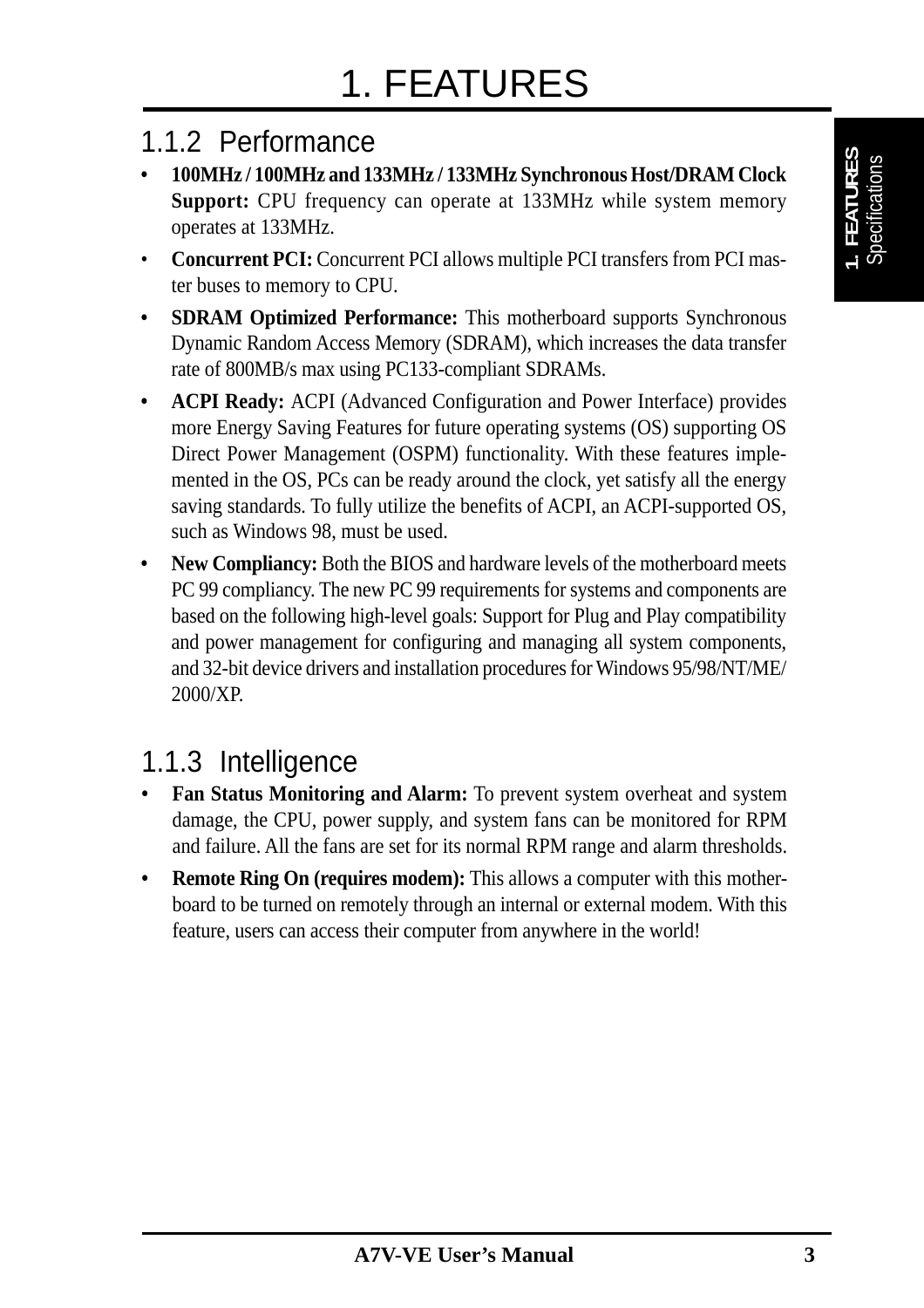# 1. FEATURES

## 1.1.2 Performance

- **100MHz / 100MHz and 133MHz / 133MHz Synchronous Host/DRAM Clock Support:** CPU frequency can operate at 133MHz while system memory operates at 133MHz.
- **Concurrent PCI:** Concurrent PCI allows multiple PCI transfers from PCI master buses to memory to CPU.
- **SDRAM Optimized Performance:** This motherboard supports Synchronous Dynamic Random Access Memory (SDRAM), which increases the data transfer rate of 800MB/s max using PC133-compliant SDRAMs.
- **ACPI Ready:** ACPI (Advanced Configuration and Power Interface) provides more Energy Saving Features for future operating systems (OS) supporting OS Direct Power Management (OSPM) functionality. With these features implemented in the OS, PCs can be ready around the clock, yet satisfy all the energy saving standards. To fully utilize the benefits of ACPI, an ACPI-supported OS, such as Windows 98, must be used.
- **New Compliancy:** Both the BIOS and hardware levels of the motherboard meets PC 99 compliancy. The new PC 99 requirements for systems and components are based on the following high-level goals: Support for Plug and Play compatibility and power management for configuring and managing all system components, and 32-bit device drivers and installation procedures for Windows 95/98/NT/ME/2000/XP.

## 1.1.3 Intelligence

- **Fan Status Monitoring and Alarm:** To prevent system overheat and system damage, the CPU, power supply, and system fans can be monitored for RPM and failure. All the fans are set for its normal RPM range and alarm thresholds.
- **Remote Ring On (requires modem):** This allows a computer with this motherboard to be turned on remotely through an internal or external modem. With this feature, users can access their computer from anywhere in the world!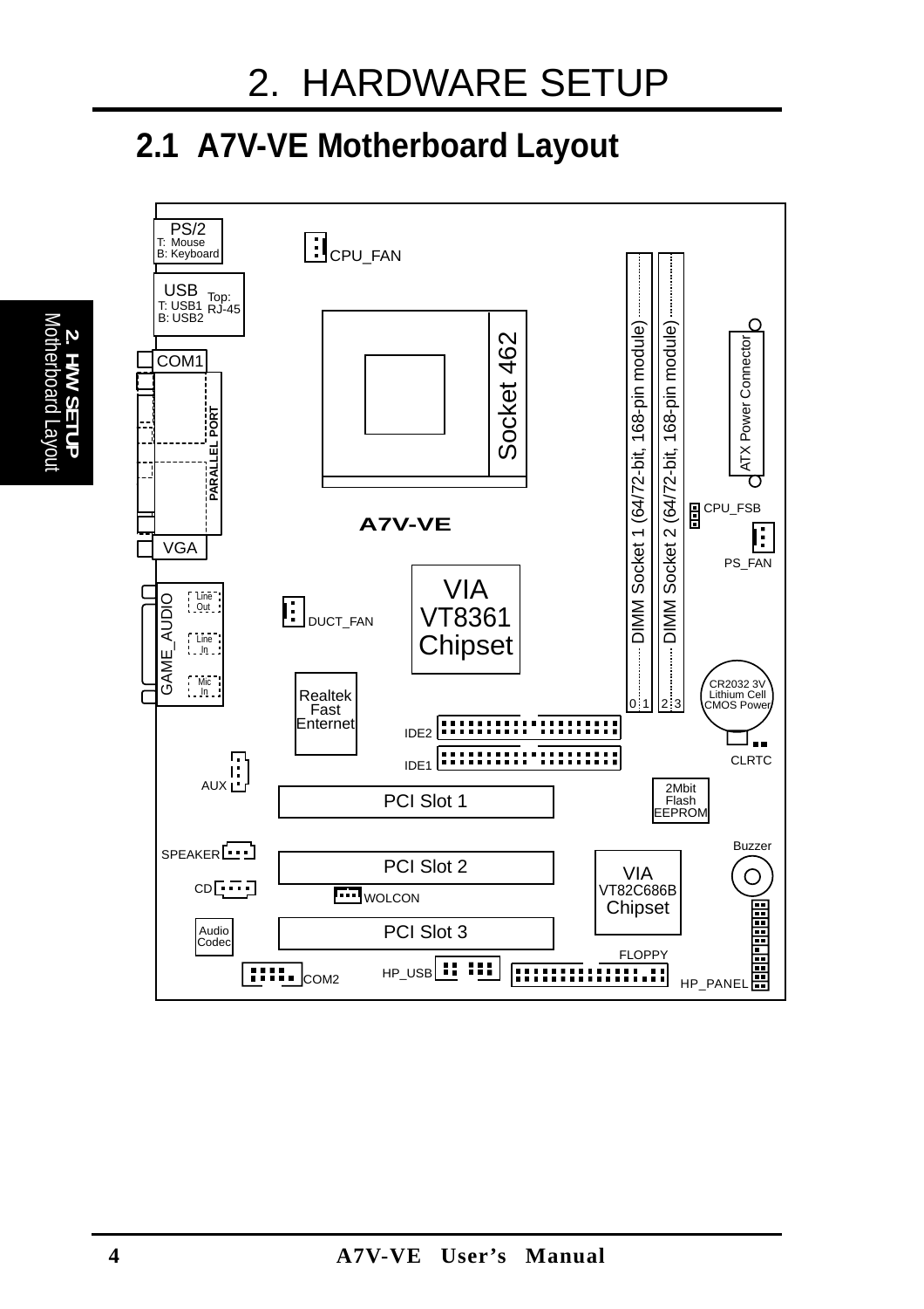# 2. HARDWARE SETUP

## 2.1 A7V-VE Motherboard Layout

PS/2
T: Mouse
B: Keyboard

CPU_FAN

USB
T: USB1
B: USB2
Top: RJ-45

COM1

PARALLEL PORT

Socket 462

DIMM Socket 1 (64/72-bit, 168-pin module)

DIMM Socket 2 (64/72-bit, 168-pin module)

ATX Power Connector

CPU_FSB

A7V-VE

PS_FAN

VGA

VIA
VT8361
Chipset

GAME_AUDIO

Line Out

Line In

Mic In

DUCT_FAN

Realtek
Fast
Enternet

0 1 2 3

CR2032 3V
Lithium Cell
CMOS Power

IDE2

IDE1

CLRTC

AUX

PCI Slot 1

2Mbit
Flash
EEPROM

SPEAKER

Buzzer

PCI Slot 2

VIA
VT82C686B
Chipset

CD

WOLCON

Audio
Codec

PCI Slot 3

FLOPPY

COM2

HP_USB

HP_PANEL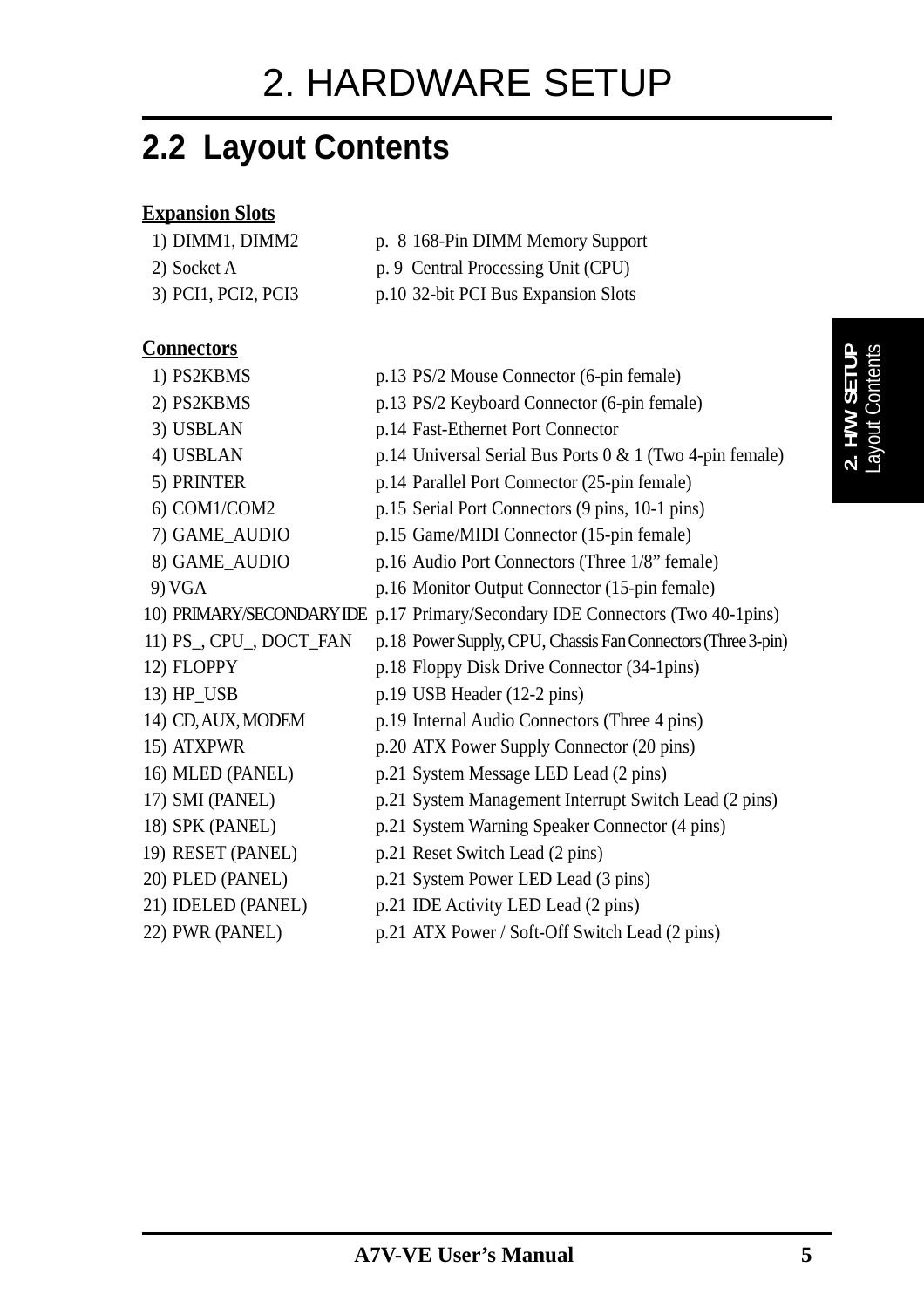# 2. HARDWARE SETUP

## 2.2 Layout Contents

**Expansion Slots**

| | | |
|---|---|---|
| 1) DIMM1, DIMM2 | p. 8 | 168-Pin DIMM Memory Support |
| 2) Socket A | p. 9 | Central Processing Unit (CPU) |
| 3) PCI1, PCI2, PCI3 | p.10 | 32-bit PCI Bus Expansion Slots |

**Connectors**

| | | |
|---|---|---|
| 1) PS2KBMS | p.13 | PS/2 Mouse Connector (6-pin female) |
| 2) PS2KBMS | p.13 | PS/2 Keyboard Connector (6-pin female) |
| 3) USBLAN | p.14 | Fast-Ethernet Port Connector |
| 4) USBLAN | p.14 | Universal Serial Bus Ports 0 & 1 (Two 4-pin female) |
| 5) PRINTER | p.14 | Parallel Port Connector (25-pin female) |
| 6) COM1/COM2 | p.15 | Serial Port Connectors (9 pins, 10-1 pins) |
| 7) GAME_AUDIO | p.15 | Game/MIDI Connector (15-pin female) |
| 8) GAME_AUDIO | p.16 | Audio Port Connectors (Three 1/8" female) |
| 9) VGA | p.16 | Monitor Output Connector (15-pin female) |
| 10) PRIMARY/SECONDARY IDE | p.17 | Primary/Secondary IDE Connectors (Two 40-1pins) |
| 11) PS_, CPU_, DOCT_FAN | p.18 | Power Supply, CPU, Chassis Fan Connectors (Three 3-pin) |
| 12) FLOPPY | p.18 | Floppy Disk Drive Connector (34-1pins) |
| 13) HP_USB | p.19 | USB Header (12-2 pins) |
| 14) CD, AUX, MODEM | p.19 | Internal Audio Connectors (Three 4 pins) |
| 15) ATXPWR | p.20 | ATX Power Supply Connector (20 pins) |
| 16) MLED (PANEL) | p.21 | System Message LED Lead (2 pins) |
| 17) SMI (PANEL) | p.21 | System Management Interrupt Switch Lead (2 pins) |
| 18) SPK (PANEL) | p.21 | System Warning Speaker Connector (4 pins) |
| 19) RESET (PANEL) | p.21 | Reset Switch Lead (2 pins) |
| 20) PLED (PANEL) | p.21 | System Power LED Lead (3 pins) |
| 21) IDELED (PANEL) | p.21 | IDE Activity LED Lead (2 pins) |
| 22) PWR (PANEL) | p.21 | ATX Power / Soft-Off Switch Lead (2 pins) |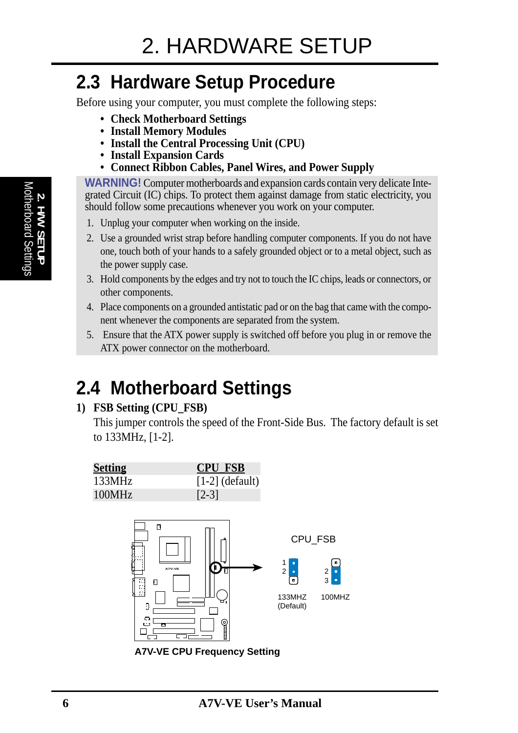# 2. HARDWARE SETUP

## 2.3 Hardware Setup Procedure

Before using your computer, you must complete the following steps:

- **Check Motherboard Settings**
- **Install Memory Modules**
- **Install the Central Processing Unit (CPU)**
- **Install Expansion Cards**
- **Connect Ribbon Cables, Panel Wires, and Power Supply**

**WARNING!** Computer motherboards and expansion cards contain very delicate Integrated Circuit (IC) chips. To protect them against damage from static electricity, you should follow some precautions whenever you work on your computer.

1. Unplug your computer when working on the inside.
2. Use a grounded wrist strap before handling computer components. If you do not have one, touch both of your hands to a safely grounded object or to a metal object, such as the power supply case.
3. Hold components by the edges and try not to touch the IC chips, leads or connectors, or other components.
4. Place components on a grounded antistatic pad or on the bag that came with the component whenever the components are separated from the system.
5. Ensure that the ATX power supply is switched off before you plug in or remove the ATX power connector on the motherboard.

## 2.4 Motherboard Settings

**1) FSB Setting (CPU_FSB)**

This jumper controls the speed of the Front-Side Bus. The factory default is set to 133MHz, [1-2].

| Setting | CPU FSB |
|---|---|
| 133MHz | [1-2] (default) |
| 100MHz | [2-3] |

CPU_FSB

133MHZ (Default) | 100MHZ

**A7V-VE CPU Frequency Setting**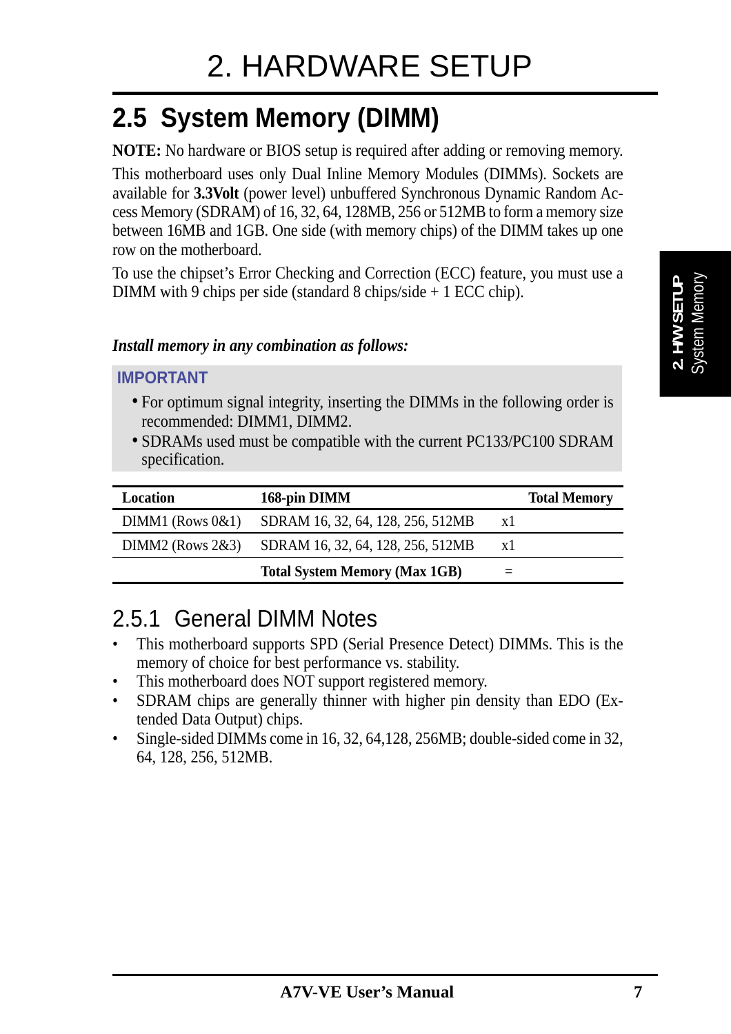## 2.5 System Memory (DIMM)

**NOTE:** No hardware or BIOS setup is required after adding or removing memory.

This motherboard uses only Dual Inline Memory Modules (DIMMs). Sockets are available for **3.3Volt** (power level) unbuffered Synchronous Dynamic Random Access Memory (SDRAM) of 16, 32, 64, 128MB, 256 or 512MB to form a memory size between 16MB and 1GB. One side (with memory chips) of the DIMM takes up one row on the motherboard.

To use the chipset's Error Checking and Correction (ECC) feature, you must use a DIMM with 9 chips per side (standard 8 chips/side + 1 ECC chip).

***Install memory in any combination as follows:***

**IMPORTANT**

- For optimum signal integrity, inserting the DIMMs in the following order is recommended: DIMM1, DIMM2.
- SDRAMs used must be compatible with the current PC133/PC100 SDRAM specification.

| Location | 168-pin DIMM | | Total Memory |
|---|---|---|---|
| DIMM1 (Rows 0&1) | SDRAM 16, 32, 64, 128, 256, 512MB | x1 | |
| DIMM2 (Rows 2&3) | SDRAM 16, 32, 64, 128, 256, 512MB | x1 | |
| | **Total System Memory (Max 1GB)** | = | |

### 2.5.1 General DIMM Notes

- This motherboard supports SPD (Serial Presence Detect) DIMMs. This is the memory of choice for best performance vs. stability.
- This motherboard does NOT support registered memory.
- SDRAM chips are generally thinner with higher pin density than EDO (Extended Data Output) chips.
- Single-sided DIMMs come in 16, 32, 64,128, 256MB; double-sided come in 32, 64, 128, 256, 512MB.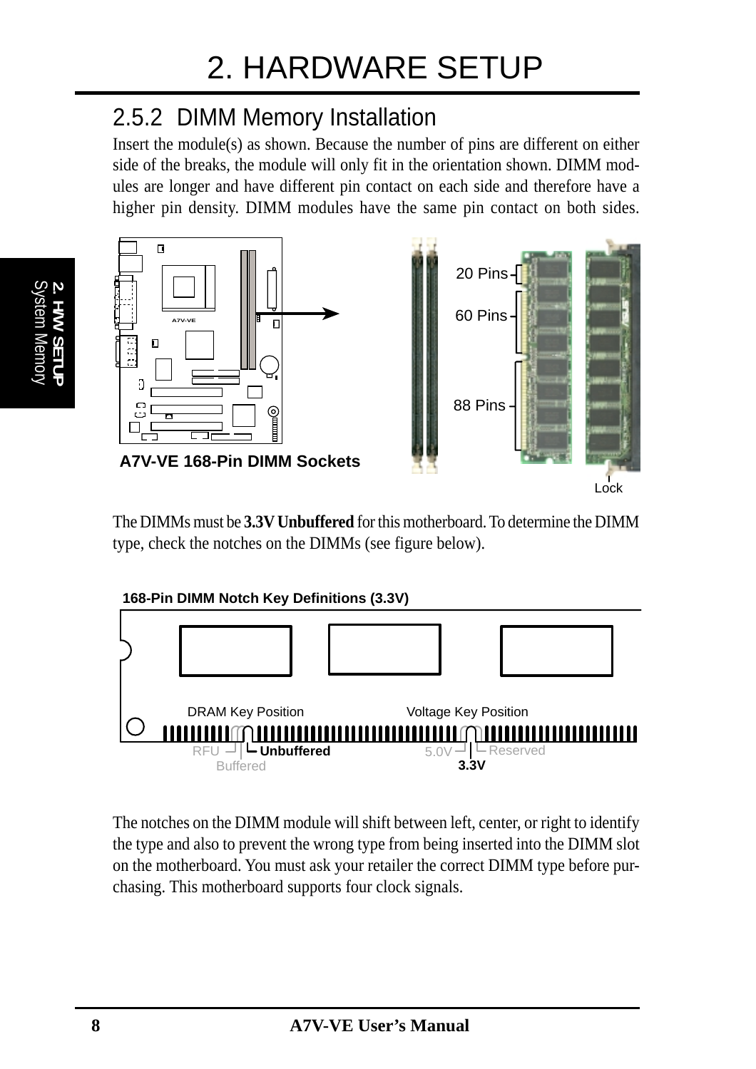## 2.5.2 DIMM Memory Installation

Insert the module(s) as shown. Because the number of pins are different on either side of the breaks, the module will only fit in the orientation shown. DIMM modules are longer and have different pin contact on each side and therefore have a higher pin density. DIMM modules have the same pin contact on both sides.

20 Pins

60 Pins

88 Pins

Lock

**A7V-VE 168-Pin DIMM Sockets**

The DIMMs must be **3.3V Unbuffered** for this motherboard. To determine the DIMM type, check the notches on the DIMMs (see figure below).

**168-Pin DIMM Notch Key Definitions (3.3V)**

DRAM Key Position

Voltage Key Position

RFU **Unbuffered** Buffered

5.0V Reserved **3.3V**

The notches on the DIMM module will shift between left, center, or right to identify the type and also to prevent the wrong type from being inserted into the DIMM slot on the motherboard. You must ask your retailer the correct DIMM type before purchasing. This motherboard supports four clock signals.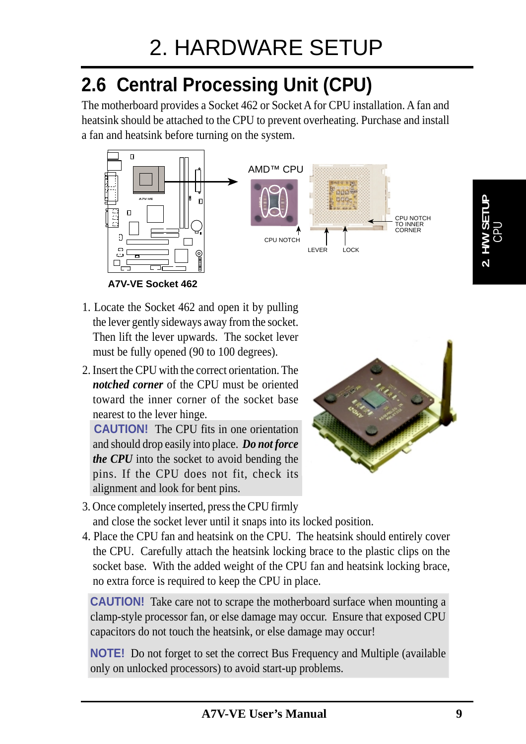# 2. HARDWARE SETUP

## 2.6 Central Processing Unit (CPU)

The motherboard provides a Socket 462 or Socket A for CPU installation. A fan and heatsink should be attached to the CPU to prevent overheating. Purchase and install a fan and heatsink before turning on the system.

AMD™ CPU

CPU NOTCH

LEVER

LOCK

CPU NOTCH TO INNER CORNER

**A7V-VE Socket 462**

1. Locate the Socket 462 and open it by pulling the lever gently sideways away from the socket. Then lift the lever upwards. The socket lever must be fully opened (90 to 100 degrees).
2. Insert the CPU with the correct orientation. The ***notched corner*** of the CPU must be oriented toward the inner corner of the socket base nearest to the lever hinge.

   **CAUTION!** The CPU fits in one orientation and should drop easily into place. ***Do not force the CPU*** into the socket to avoid bending the pins. If the CPU does not fit, check its alignment and look for bent pins.
3. Once completely inserted, press the CPU firmly and close the socket lever until it snaps into its locked position.
4. Place the CPU fan and heatsink on the CPU. The heatsink should entirely cover the CPU. Carefully attach the heatsink locking brace to the plastic clips on the socket base. With the added weight of the CPU fan and heatsink locking brace, no extra force is required to keep the CPU in place.

**CAUTION!** Take care not to scrape the motherboard surface when mounting a clamp-style processor fan, or else damage may occur. Ensure that exposed CPU capacitors do not touch the heatsink, or else damage may occur!

**NOTE!** Do not forget to set the correct Bus Frequency and Multiple (available only on unlocked processors) to avoid start-up problems.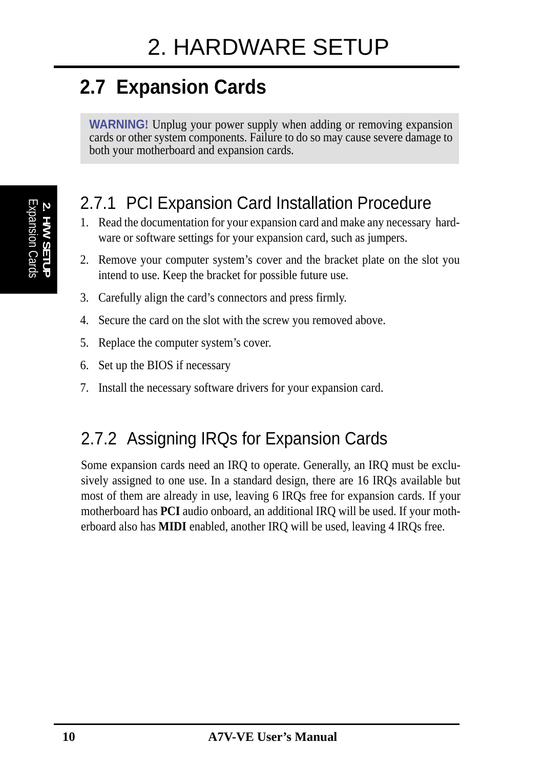# 2. HARDWARE SETUP

## 2.7 Expansion Cards

**WARNING!** Unplug your power supply when adding or removing expansion cards or other system components. Failure to do so may cause severe damage to both your motherboard and expansion cards.

### 2.7.1 PCI Expansion Card Installation Procedure

1. Read the documentation for your expansion card and make any necessary hardware or software settings for your expansion card, such as jumpers.
2. Remove your computer system's cover and the bracket plate on the slot you intend to use. Keep the bracket for possible future use.
3. Carefully align the card's connectors and press firmly.
4. Secure the card on the slot with the screw you removed above.
5. Replace the computer system's cover.
6. Set up the BIOS if necessary
7. Install the necessary software drivers for your expansion card.

### 2.7.2 Assigning IRQs for Expansion Cards

Some expansion cards need an IRQ to operate. Generally, an IRQ must be exclusively assigned to one use. In a standard design, there are 16 IRQs available but most of them are already in use, leaving 6 IRQs free for expansion cards. If your motherboard has **PCI** audio onboard, an additional IRQ will be used. If your motherboard also has **MIDI** enabled, another IRQ will be used, leaving 4 IRQs free.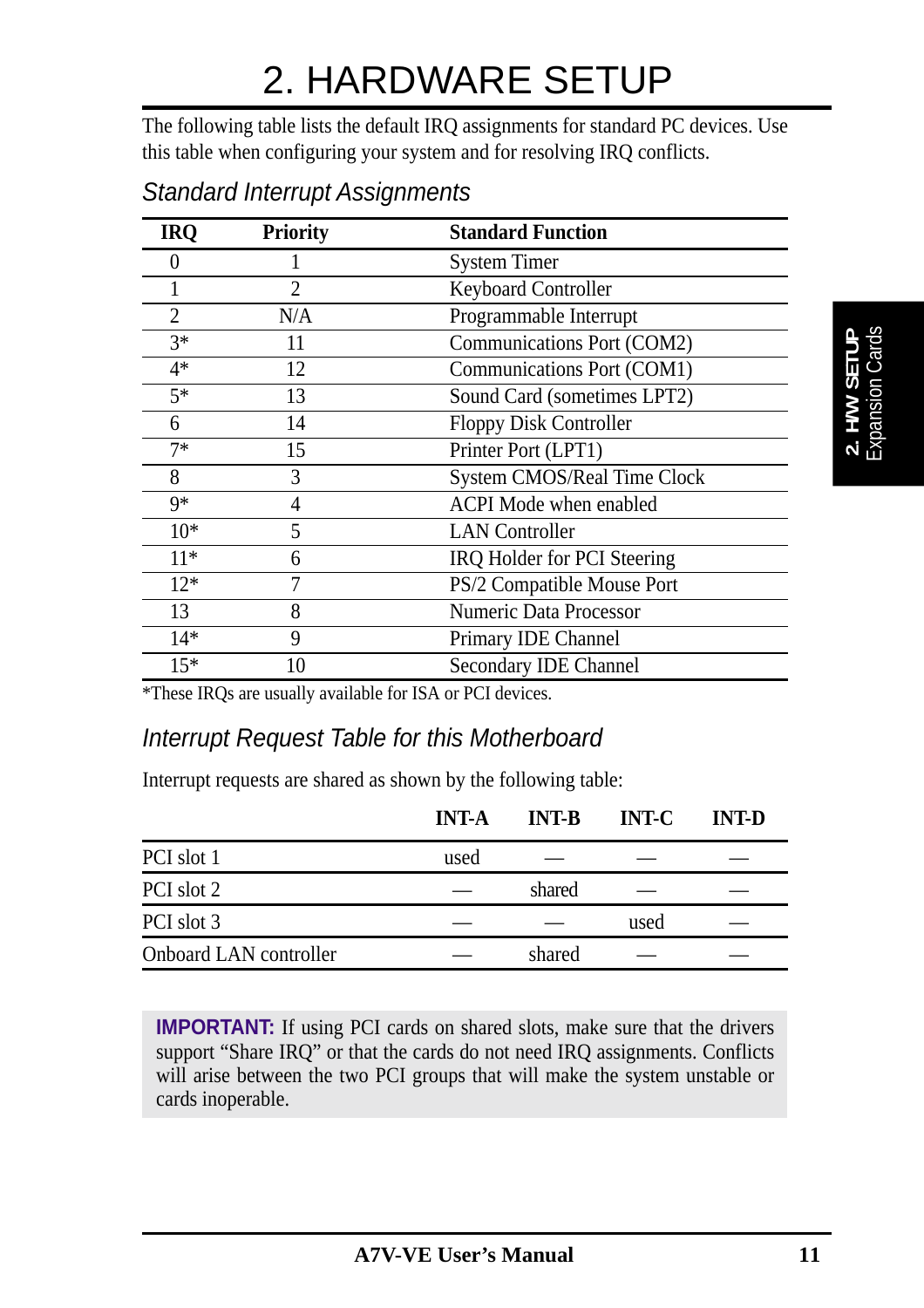# 2. HARDWARE SETUP

The following table lists the default IRQ assignments for standard PC devices. Use this table when configuring your system and for resolving IRQ conflicts.

## *Standard Interrupt Assignments*

| IRQ | Priority | Standard Function |
|---|---|---|
| 0 | 1 | System Timer |
| 1 | 2 | Keyboard Controller |
| 2 | N/A | Programmable Interrupt |
| 3* | 11 | Communications Port (COM2) |
| 4* | 12 | Communications Port (COM1) |
| 5* | 13 | Sound Card (sometimes LPT2) |
| 6 | 14 | Floppy Disk Controller |
| 7* | 15 | Printer Port (LPT1) |
| 8 | 3 | System CMOS/Real Time Clock |
| 9* | 4 | ACPI Mode when enabled |
| 10* | 5 | LAN Controller |
| 11* | 6 | IRQ Holder for PCI Steering |
| 12* | 7 | PS/2 Compatible Mouse Port |
| 13 | 8 | Numeric Data Processor |
| 14* | 9 | Primary IDE Channel |
| 15* | 10 | Secondary IDE Channel |

*These IRQs are usually available for ISA or PCI devices.

## *Interrupt Request Table for this Motherboard*

Interrupt requests are shared as shown by the following table:

| | INT-A | INT-B | INT-C | INT-D |
|---|---|---|---|---|
| PCI slot 1 | used | — | — | — |
| PCI slot 2 | — | shared | — | — |
| PCI slot 3 | — | — | used | — |
| Onboard LAN controller | — | shared | — | — |

**IMPORTANT:** If using PCI cards on shared slots, make sure that the drivers support “Share IRQ” or that the cards do not need IRQ assignments. Conflicts will arise between the two PCI groups that will make the system unstable or cards inoperable.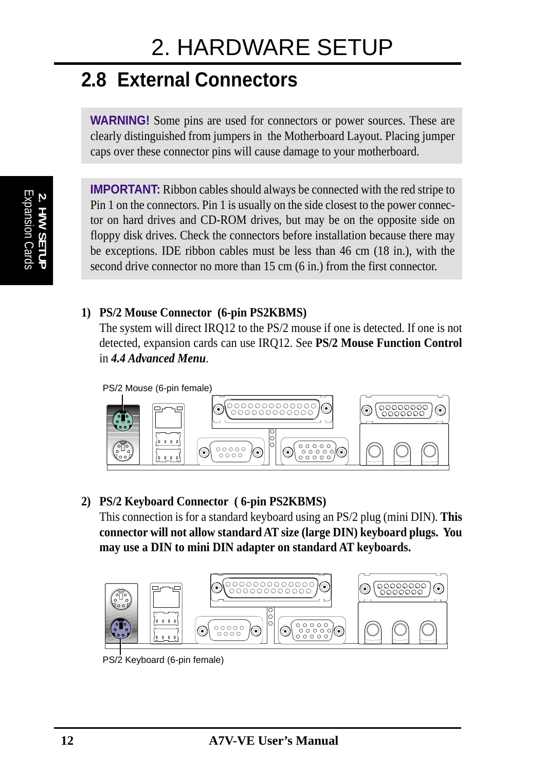# 2. HARDWARE SETUP

## 2.8 External Connectors

**WARNING!** Some pins are used for connectors or power sources. These are clearly distinguished from jumpers in the Motherboard Layout. Placing jumper caps over these connector pins will cause damage to your motherboard.

**IMPORTANT:** Ribbon cables should always be connected with the red stripe to Pin 1 on the connectors. Pin 1 is usually on the side closest to the power connector on hard drives and CD-ROM drives, but may be on the opposite side on floppy disk drives. Check the connectors before installation because there may be exceptions. IDE ribbon cables must be less than 46 cm (18 in.), with the second drive connector no more than 15 cm (6 in.) from the first connector.

**1) PS/2 Mouse Connector (6-pin PS2KBMS)**

The system will direct IRQ12 to the PS/2 mouse if one is detected. If one is not detected, expansion cards can use IRQ12. See **PS/2 Mouse Function Control** in ***4.4 Advanced Menu***.

PS/2 Mouse (6-pin female)

**2) PS/2 Keyboard Connector ( 6-pin PS2KBMS)**

This connection is for a standard keyboard using an PS/2 plug (mini DIN). **This connector will not allow standard AT size (large DIN) keyboard plugs. You may use a DIN to mini DIN adapter on standard AT keyboards.**

PS/2 Keyboard (6-pin female)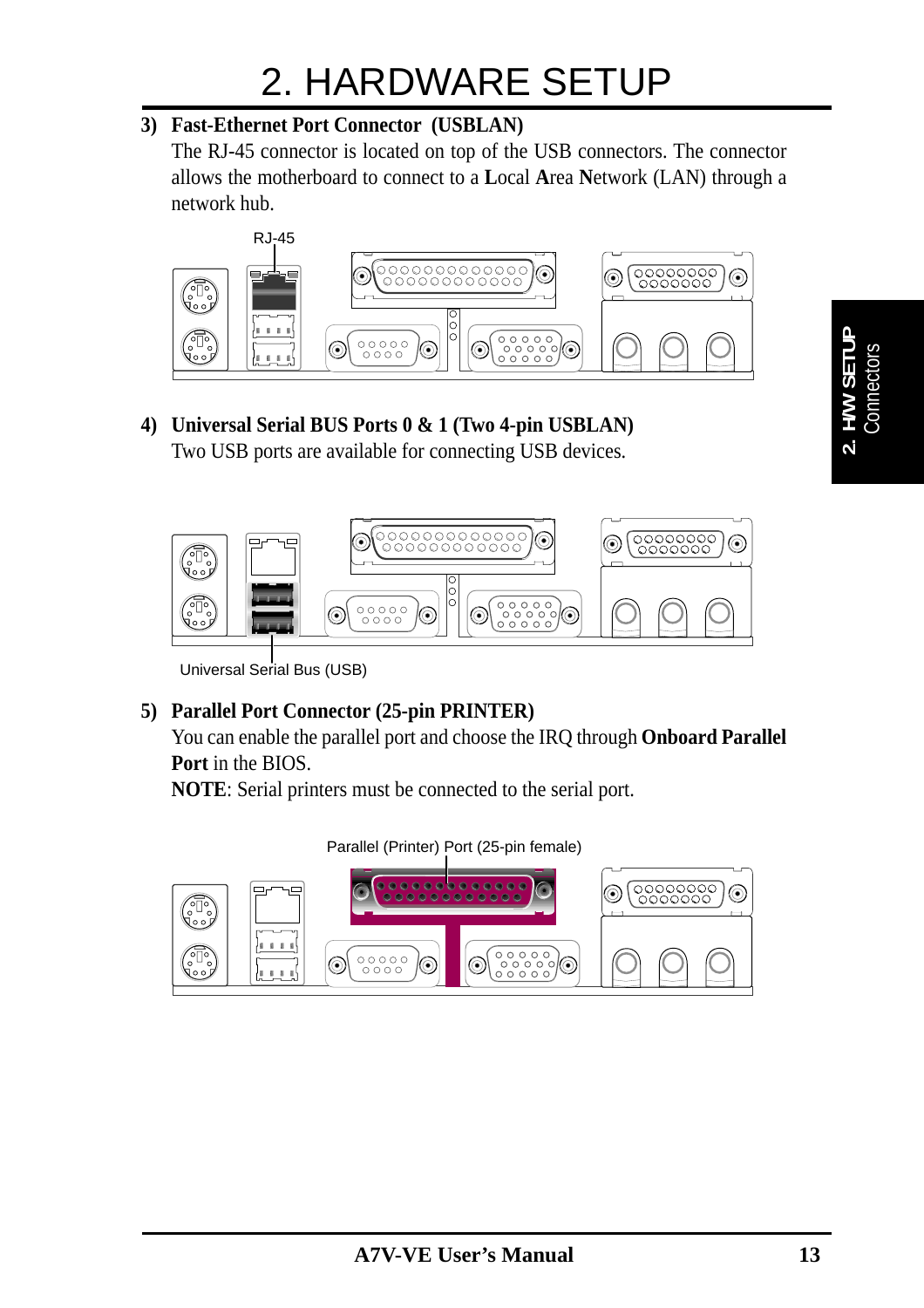# 2. HARDWARE SETUP

**3) Fast-Ethernet Port Connector (USBLAN)**

The RJ-45 connector is located on top of the USB connectors. The connector allows the motherboard to connect to a **L**ocal **A**rea **N**etwork (LAN) through a network hub.

RJ-45

**4) Universal Serial BUS Ports 0 & 1 (Two 4-pin USBLAN)**

Two USB ports are available for connecting USB devices.

Universal Serial Bus (USB)

**5) Parallel Port Connector (25-pin PRINTER)**

You can enable the parallel port and choose the IRQ through **Onboard Parallel Port** in the BIOS.

**NOTE**: Serial printers must be connected to the serial port.

Parallel (Printer) Port (25-pin female)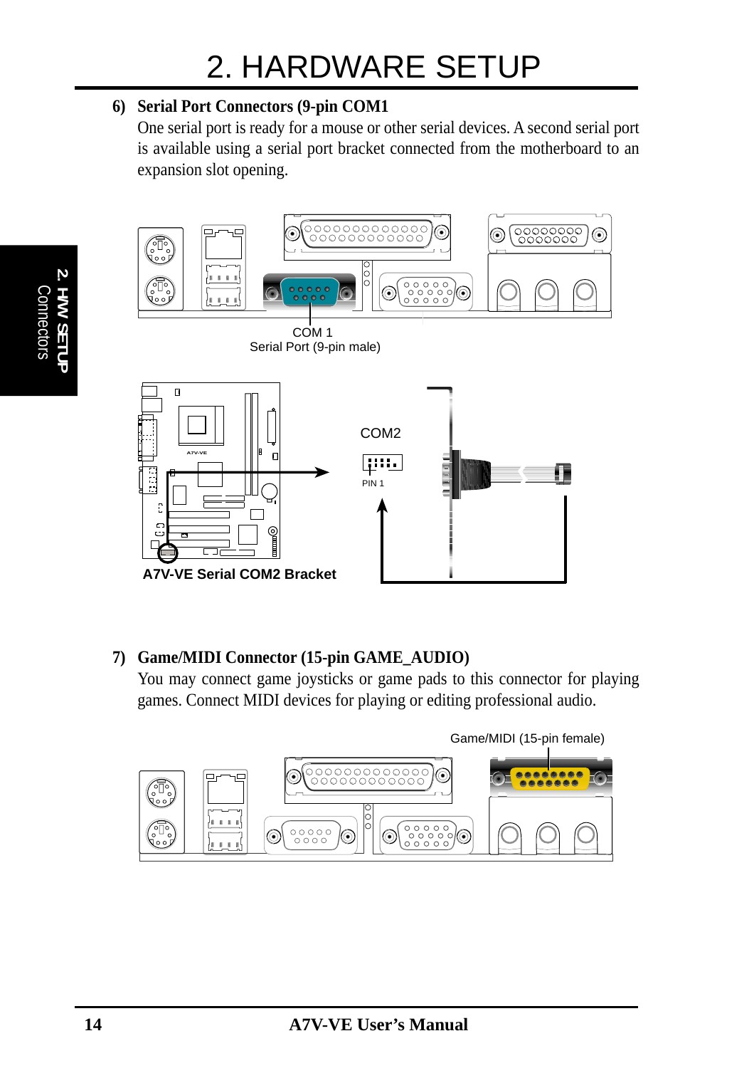# 2. HARDWARE SETUP

**6) Serial Port Connectors (9-pin COM1**

One serial port is ready for a mouse or other serial devices. A second serial port is available using a serial port bracket connected from the motherboard to an expansion slot opening.

COM 1
Serial Port (9-pin male)

COM2

PIN 1

**A7V-VE Serial COM2 Bracket**

**7) Game/MIDI Connector (15-pin GAME_AUDIO)**

You may connect game joysticks or game pads to this connector for playing games. Connect MIDI devices for playing or editing professional audio.

Game/MIDI (15-pin female)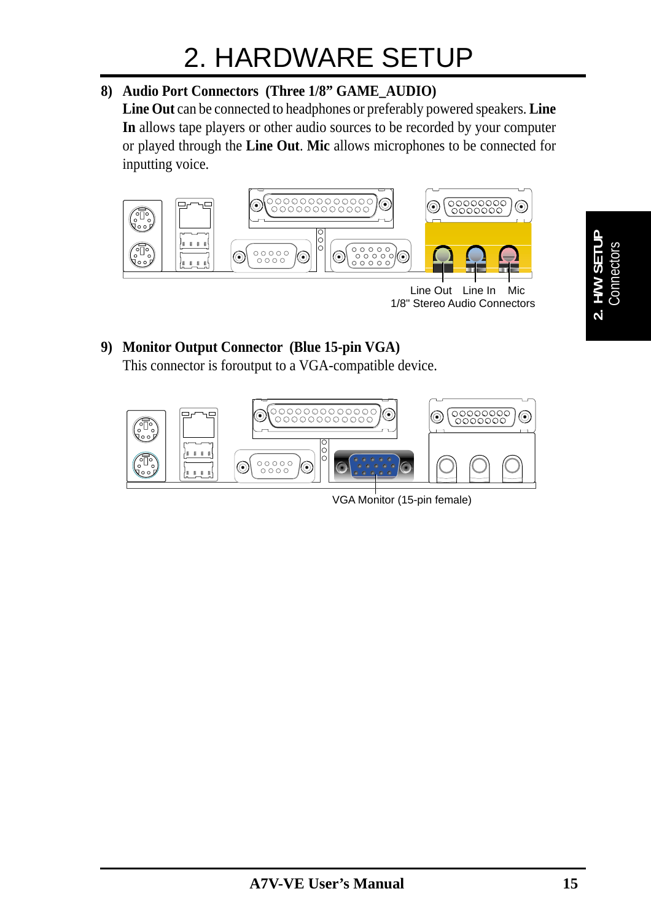# 2. HARDWARE SETUP

**8) Audio Port Connectors (Three 1/8" GAME_AUDIO)**

**Line Out** can be connected to headphones or preferably powered speakers. **Line In** allows tape players or other audio sources to be recorded by your computer or played through the **Line Out**. **Mic** allows microphones to be connected for inputting voice.

Line Out Line In Mic
1/8" Stereo Audio Connectors

**9) Monitor Output Connector (Blue 15-pin VGA)**

This connector is foroutput to a VGA-compatible device.

VGA Monitor (15-pin female)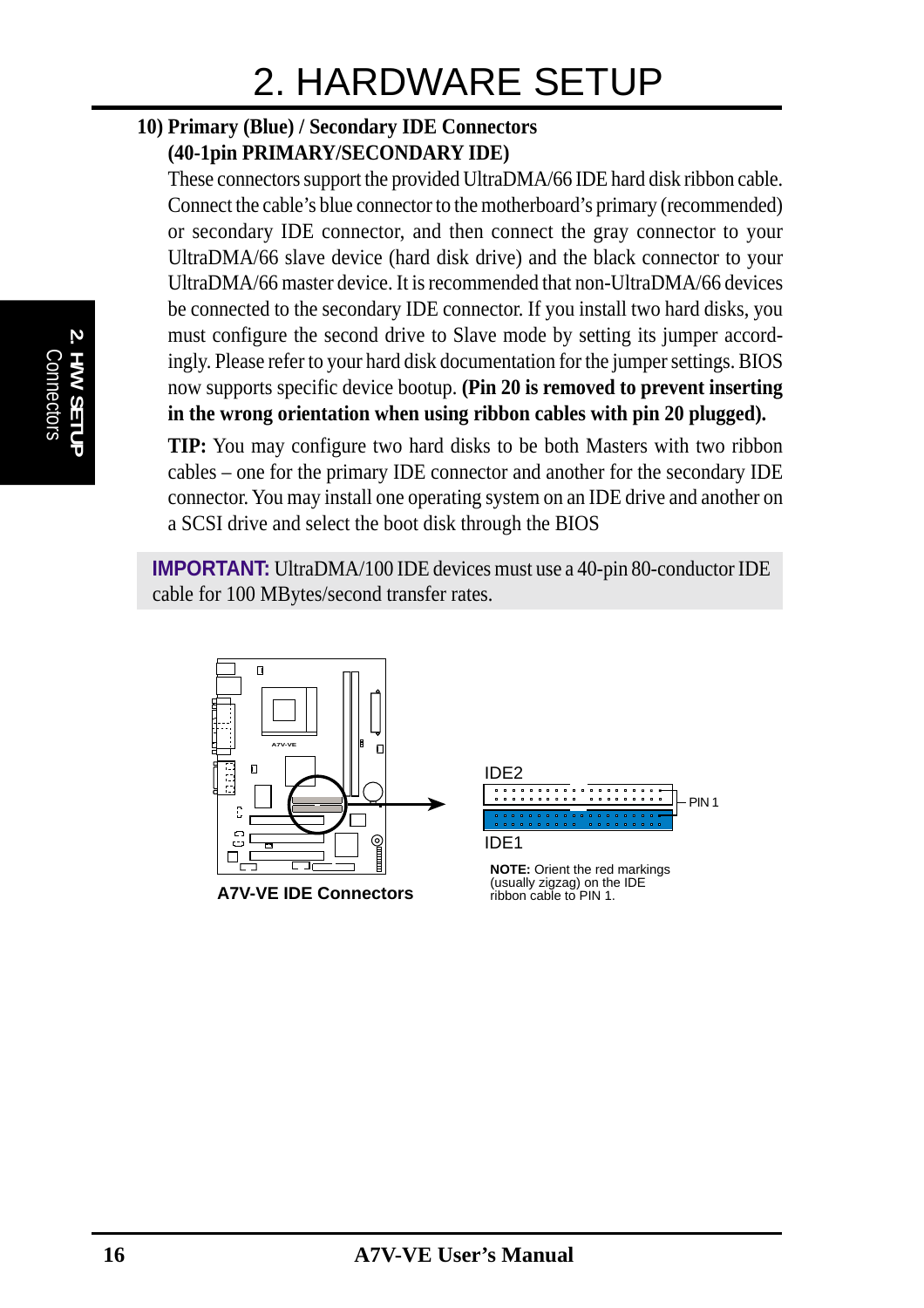**10) Primary (Blue) / Secondary IDE Connectors (40-1pin PRIMARY/SECONDARY IDE)**

These connectors support the provided UltraDMA/66 IDE hard disk ribbon cable. Connect the cable's blue connector to the motherboard's primary (recommended) or secondary IDE connector, and then connect the gray connector to your UltraDMA/66 slave device (hard disk drive) and the black connector to your UltraDMA/66 master device. It is recommended that non-UltraDMA/66 devices be connected to the secondary IDE connector. If you install two hard disks, you must configure the second drive to Slave mode by setting its jumper accordingly. Please refer to your hard disk documentation for the jumper settings. BIOS now supports specific device bootup. **(Pin 20 is removed to prevent inserting in the wrong orientation when using ribbon cables with pin 20 plugged).**

**TIP:** You may configure two hard disks to be both Masters with two ribbon cables – one for the primary IDE connector and another for the secondary IDE connector. You may install one operating system on an IDE drive and another on a SCSI drive and select the boot disk through the BIOS

**IMPORTANT:** UltraDMA/100 IDE devices must use a 40-pin 80-conductor IDE cable for 100 MBytes/second transfer rates.

IDE2

PIN 1

IDE1

**NOTE:** Orient the red markings (usually zigzag) on the IDE ribbon cable to PIN 1.

**A7V-VE IDE Connectors**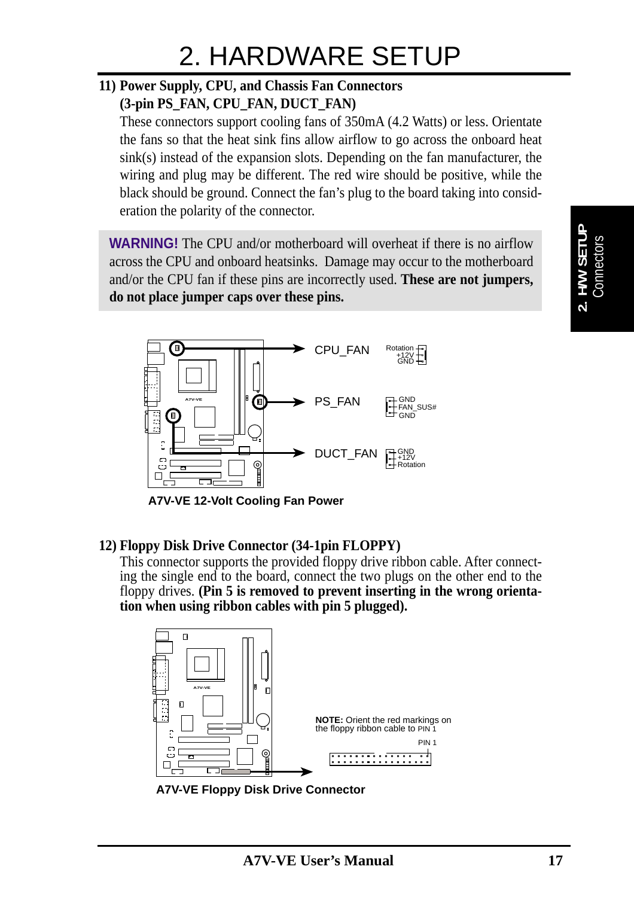# 2. HARDWARE SETUP

**11) Power Supply, CPU, and Chassis Fan Connectors (3-pin PS_FAN, CPU_FAN, DUCT_FAN)**

These connectors support cooling fans of 350mA (4.2 Watts) or less. Orientate the fans so that the heat sink fins allow airflow to go across the onboard heat sink(s) instead of the expansion slots. Depending on the fan manufacturer, the wiring and plug may be different. The red wire should be positive, while the black should be ground. Connect the fan's plug to the board taking into consideration the polarity of the connector.

> **WARNING!** The CPU and/or motherboard will overheat if there is no airflow across the CPU and onboard heatsinks. Damage may occur to the motherboard and/or the CPU fan if these pins are incorrectly used. **These are not jumpers, do not place jumper caps over these pins.**

CPU_FAN: Rotation, +12V, GND

PS_FAN: GND, FAN_SUS#, GND

DUCT_FAN: GND, +12V, Rotation

**A7V-VE 12-Volt Cooling Fan Power**

**12) Floppy Disk Drive Connector (34-1pin FLOPPY)**

This connector supports the provided floppy drive ribbon cable. After connecting the single end to the board, connect the two plugs on the other end to the floppy drives. **(Pin 5 is removed to prevent inserting in the wrong orientation when using ribbon cables with pin 5 plugged).**

**NOTE:** Orient the red markings on the floppy ribbon cable to PIN 1

PIN 1

**A7V-VE Floppy Disk Drive Connector**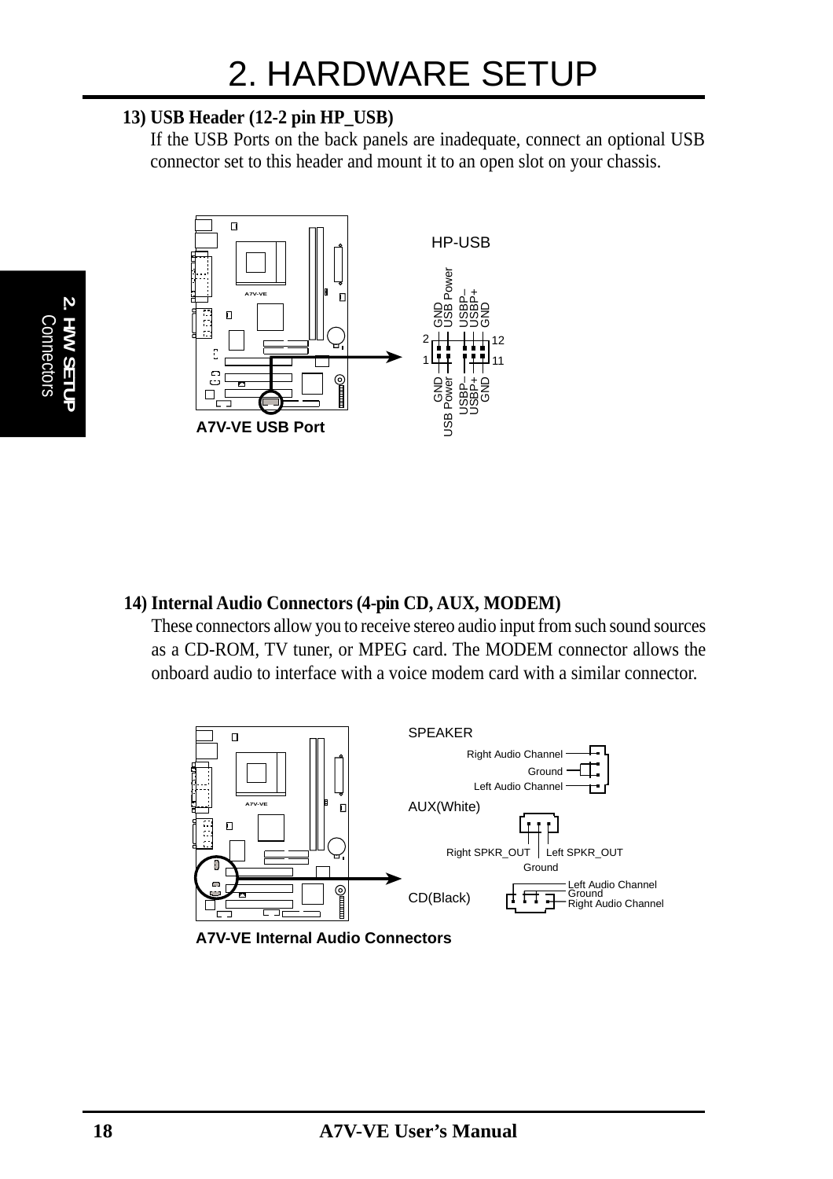# 2. HARDWARE SETUP

### 13) USB Header (12-2 pin HP_USB)

If the USB Ports on the back panels are inadequate, connect an optional USB connector set to this header and mount it to an open slot on your chassis.

HP-USB

GND, USB Power, USBP–, USBP+, GND (pins 2–12)

GND, USB Power, USBP–, USBP+, GND (pins 1–11)

**A7V-VE USB Port**

### 14) Internal Audio Connectors (4-pin CD, AUX, MODEM)

These connectors allow you to receive stereo audio input from such sound sources as a CD-ROM, TV tuner, or MPEG card. The MODEM connector allows the onboard audio to interface with a voice modem card with a similar connector.

SPEAKER: Right Audio Channel, Ground, Left Audio Channel

AUX(White): Right SPKR_OUT, Ground, Left SPKR_OUT

CD(Black): Left Audio Channel, Ground, Right Audio Channel

**A7V-VE Internal Audio Connectors**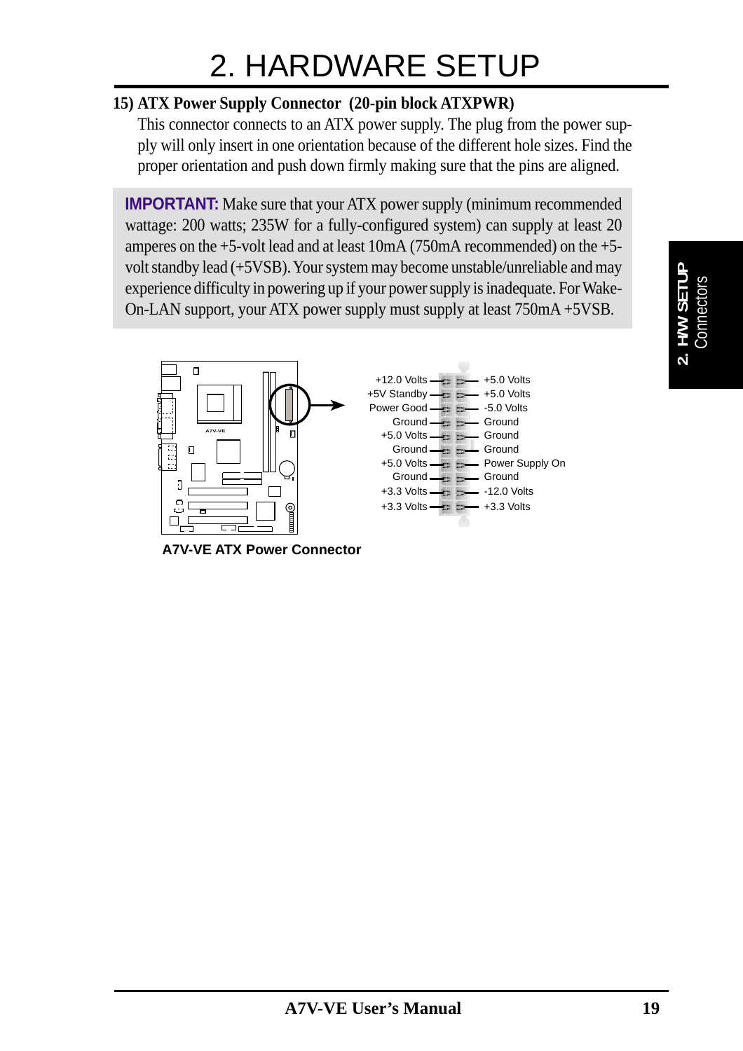# 2. HARDWARE SETUP

### 15) ATX Power Supply Connector (20-pin block ATXPWR)

This connector connects to an ATX power supply. The plug from the power supply will only insert in one orientation because of the different hole sizes. Find the proper orientation and push down firmly making sure that the pins are aligned.

**IMPORTANT:** Make sure that your ATX power supply (minimum recommended wattage: 200 watts; 235W for a fully-configured system) can supply at least 20 amperes on the +5-volt lead and at least 10mA (750mA recommended) on the +5-volt standby lead (+5VSB). Your system may become unstable/unreliable and may experience difficulty in powering up if your power supply is inadequate. For Wake-On-LAN support, your ATX power supply must supply at least 750mA +5VSB.

| Left | Right |
|---|---|
| +12.0 Volts | +5.0 Volts |
| +5V Standby | +5.0 Volts |
| Power Good | -5.0 Volts |
| Ground | Ground |
| +5.0 Volts | Ground |
| Ground | Ground |
| +5.0 Volts | Power Supply On |
| Ground | Ground |
| +3.3 Volts | -12.0 Volts |
| +3.3 Volts | +3.3 Volts |

**A7V-VE ATX Power Connector**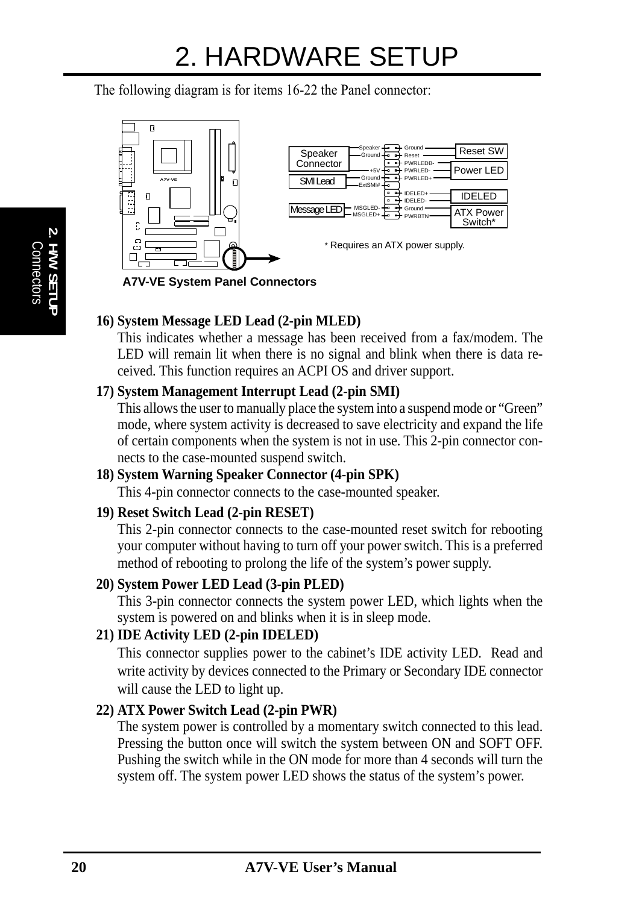# 2. HARDWARE SETUP

The following diagram is for items 16-22 the Panel connector:

Speaker Connector
SMI Lead
Message LED
Speaker
Ground
+5V
Ground
ExtSMI#
MSGLED-
MSGLED+
Ground
Reset
PWRLEDB-
PWRLED-
PWRLED+
IDELED+
IDELED-
Ground
PWRBTN
Reset SW
Power LED
IDELED
ATX Power Switch*

\* Requires an ATX power supply.

**A7V-VE System Panel Connectors**

**16) System Message LED Lead (2-pin MLED)**
This indicates whether a message has been received from a fax/modem. The LED will remain lit when there is no signal and blink when there is data received. This function requires an ACPI OS and driver support.

**17) System Management Interrupt Lead (2-pin SMI)**
This allows the user to manually place the system into a suspend mode or "Green" mode, where system activity is decreased to save electricity and expand the life of certain components when the system is not in use. This 2-pin connector connects to the case-mounted suspend switch.

**18) System Warning Speaker Connector (4-pin SPK)**
This 4-pin connector connects to the case-mounted speaker.

**19) Reset Switch Lead (2-pin RESET)**
This 2-pin connector connects to the case-mounted reset switch for rebooting your computer without having to turn off your power switch. This is a preferred method of rebooting to prolong the life of the system's power supply.

**20) System Power LED Lead (3-pin PLED)**
This 3-pin connector connects the system power LED, which lights when the system is powered on and blinks when it is in sleep mode.

**21) IDE Activity LED (2-pin IDELED)**
This connector supplies power to the cabinet's IDE activity LED. Read and write activity by devices connected to the Primary or Secondary IDE connector will cause the LED to light up.

**22) ATX Power Switch Lead (2-pin PWR)**
The system power is controlled by a momentary switch connected to this lead. Pressing the button once will switch the system between ON and SOFT OFF. Pushing the switch while in the ON mode for more than 4 seconds will turn the system off. The system power LED shows the status of the system's power.